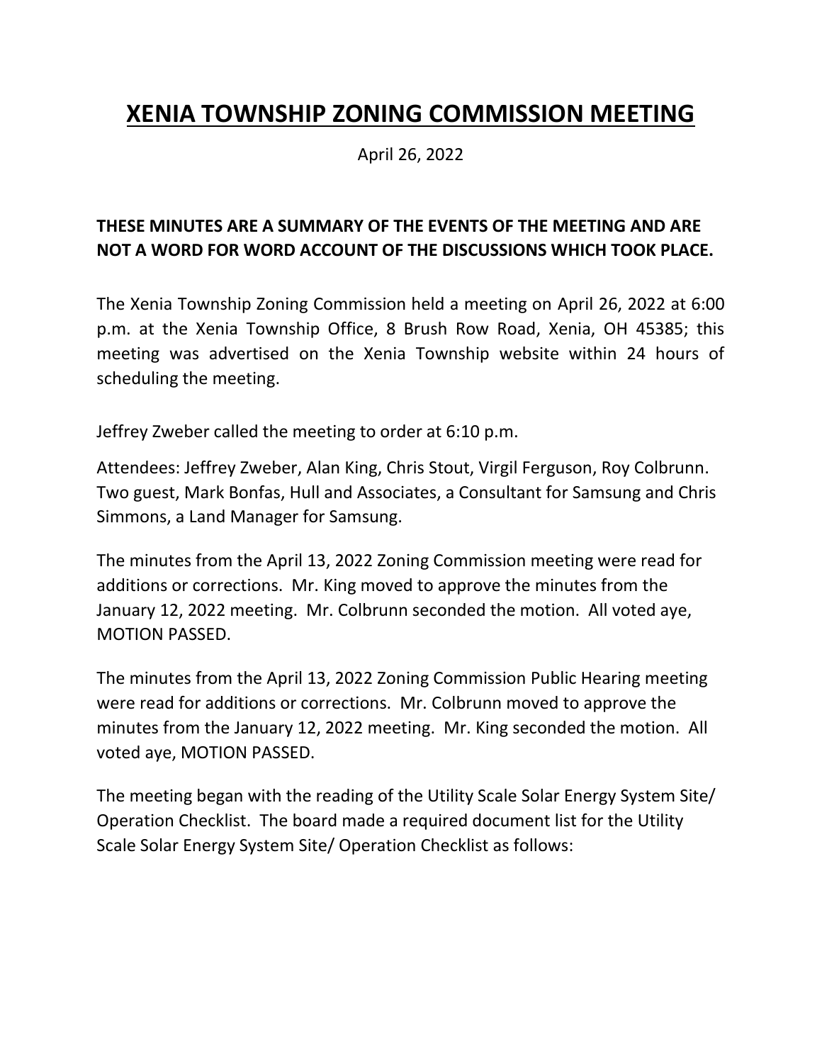# XENIA TOWNSHIP ZONING COMMISSION MEETING

April 26, 2022

**THESE MINUTES ARE A SUMMARY OF THE EVENTS OF THE MEETING AND ARE NOT A WORD FOR WORD ACCOUNT OF THE DISCUSSIONS WHICH TOOK PLACE.**

The Xenia Township Zoning Commission held a meeting on April 26, 2022 at 6:00 p.m. at the Xenia Township Office, 8 Brush Row Road, Xenia, OH 45385; this meeting was advertised on the Xenia Township website within 24 hours of scheduling the meeting.

Jeffrey Zweber called the meeting to order at 6:10 p.m.

Attendees: Jeffrey Zweber, Alan King, Chris Stout, Virgil Ferguson, Roy Colbrunn. Two guest, Mark Bonfas, Hull and Associates, a Consultant for Samsung and Chris Simmons, a Land Manager for Samsung.

The minutes from the April 13, 2022 Zoning Commission meeting were read for additions or corrections. Mr. King moved to approve the minutes from the January 12, 2022 meeting. Mr. Colbrunn seconded the motion. All voted aye, MOTION PASSED.

The minutes from the April 13, 2022 Zoning Commission Public Hearing meeting were read for additions or corrections. Mr. Colbrunn moved to approve the minutes from the January 12, 2022 meeting. Mr. King seconded the motion. All voted aye, MOTION PASSED.

The meeting began with the reading of the Utility Scale Solar Energy System Site/ Operation Checklist. The board made a required document list for the Utility Scale Solar Energy System Site/ Operation Checklist as follows: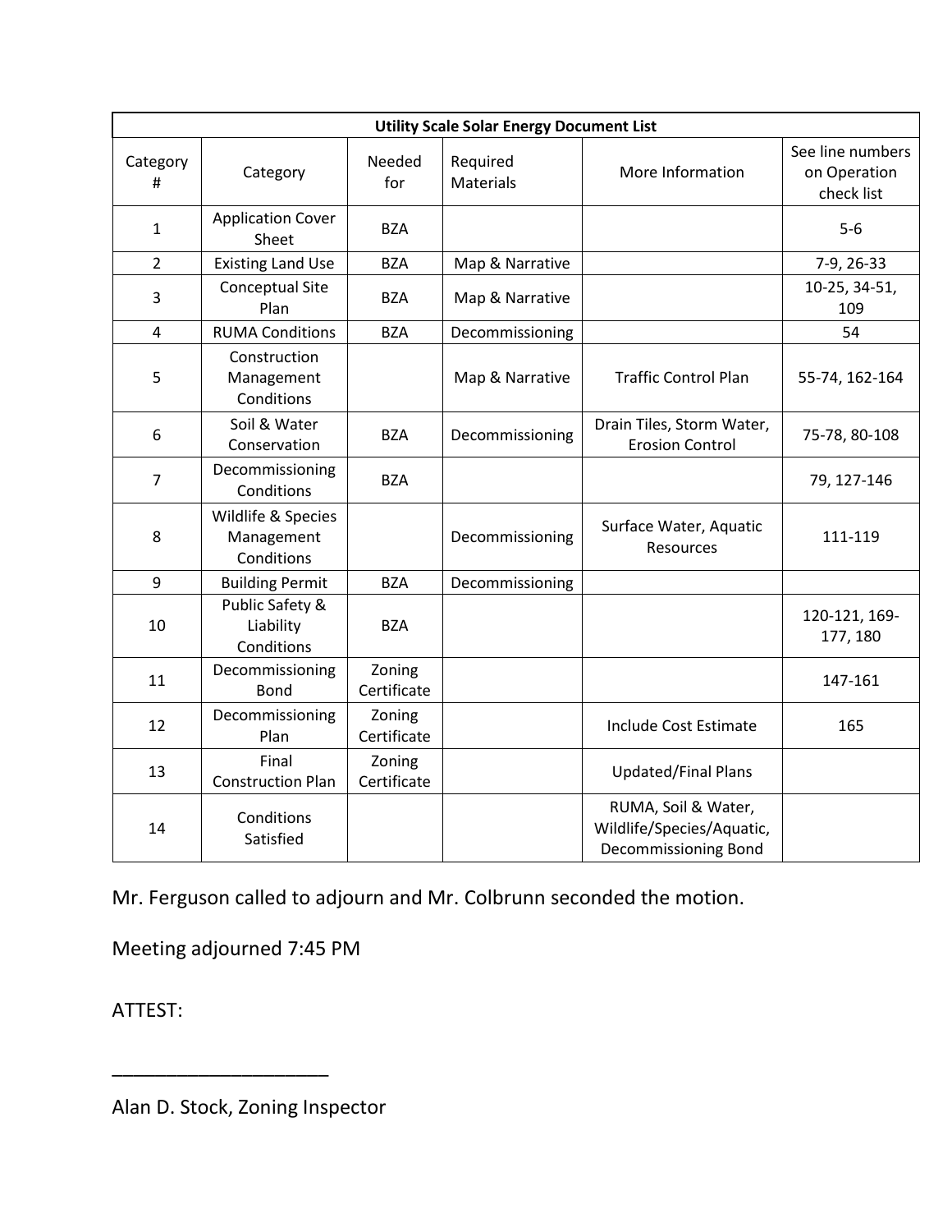| Utility Scale Solar Energy Document List | | | | | |
|---|---|---|---|---|---|
| Category # | Category | Needed for | Required Materials | More Information | See line numbers on Operation check list |
| 1 | Application Cover Sheet | BZA | | | 5-6 |
| 2 | Existing Land Use | BZA | Map & Narrative | | 7-9, 26-33 |
| 3 | Conceptual Site Plan | BZA | Map & Narrative | | 10-25, 34-51, 109 |
| 4 | RUMA Conditions | BZA | Decommissioning | | 54 |
| 5 | Construction Management Conditions | | Map & Narrative | Traffic Control Plan | 55-74, 162-164 |
| 6 | Soil & Water Conservation | BZA | Decommissioning | Drain Tiles, Storm Water, Erosion Control | 75-78, 80-108 |
| 7 | Decommissioning Conditions | BZA | | | 79, 127-146 |
| 8 | Wildlife & Species Management Conditions | | Decommissioning | Surface Water, Aquatic Resources | 111-119 |
| 9 | Building Permit | BZA | Decommissioning | | |
| 10 | Public Safety & Liability Conditions | BZA | | | 120-121, 169-177, 180 |
| 11 | Decommissioning Bond | Zoning Certificate | | | 147-161 |
| 12 | Decommissioning Plan | Zoning Certificate | | Include Cost Estimate | 165 |
| 13 | Final Construction Plan | Zoning Certificate | | Updated/Final Plans | |
| 14 | Conditions Satisfied | | | RUMA, Soil & Water, Wildlife/Species/Aquatic, Decommissioning Bond | |

Mr. Ferguson called to adjourn and Mr. Colbrunn seconded the motion.

Meeting adjourned 7:45 PM

ATTEST:

____________________

Alan D. Stock, Zoning Inspector